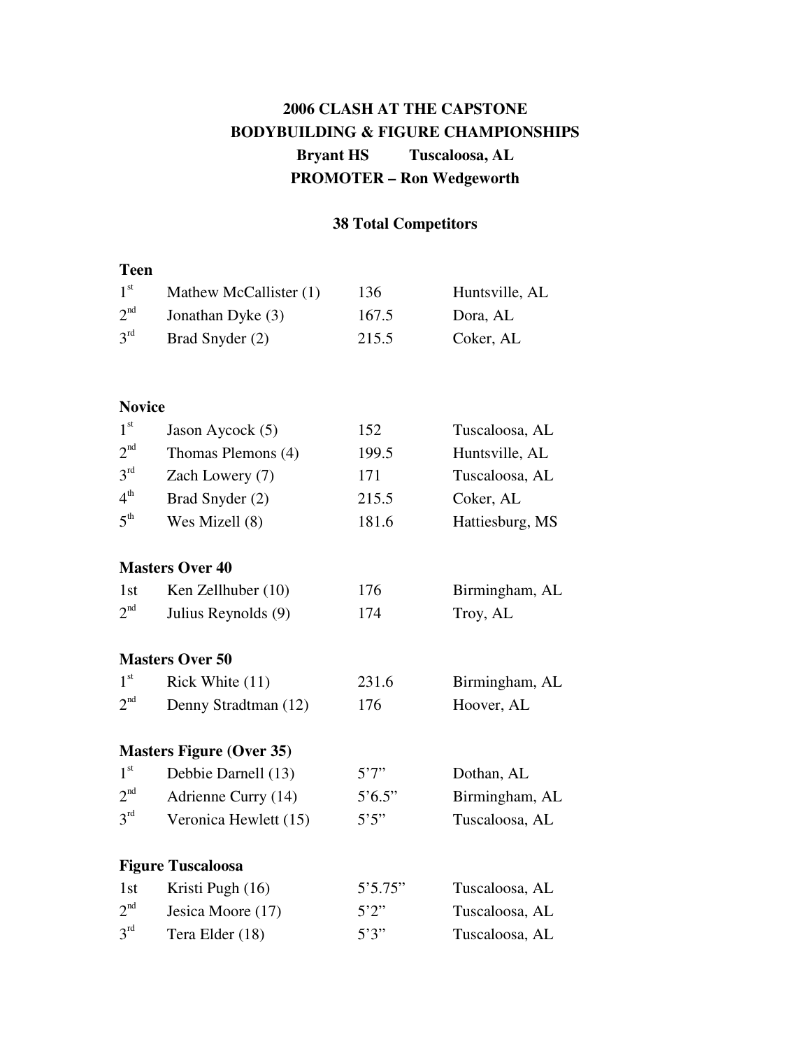# 2006 CLASH AT THE CAPSTONE
# BODYBUILDING & FIGURE CHAMPIONSHIPS
**Bryant HS Tuscaloosa, AL**

**PROMOTER – Ron Wedgeworth**

**38 Total Competitors**

### Teen

| | | | |
|---|---|---|---|
| 1st | Mathew McCallister (1) | 136 | Huntsville, AL |
| 2nd | Jonathan Dyke (3) | 167.5 | Dora, AL |
| 3rd | Brad Snyder (2) | 215.5 | Coker, AL |

### Novice

| | | | |
|---|---|---|---|
| 1st | Jason Aycock (5) | 152 | Tuscaloosa, AL |
| 2nd | Thomas Plemons (4) | 199.5 | Huntsville, AL |
| 3rd | Zach Lowery (7) | 171 | Tuscaloosa, AL |
| 4th | Brad Snyder (2) | 215.5 | Coker, AL |
| 5th | Wes Mizell (8) | 181.6 | Hattiesburg, MS |

### Masters Over 40

| | | | |
|---|---|---|---|
| 1st | Ken Zellhuber (10) | 176 | Birmingham, AL |
| 2nd | Julius Reynolds (9) | 174 | Troy, AL |

### Masters Over 50

| | | | |
|---|---|---|---|
| 1st | Rick White (11) | 231.6 | Birmingham, AL |
| 2nd | Denny Stradtman (12) | 176 | Hoover, AL |

### Masters Figure (Over 35)

| | | | |
|---|---|---|---|
| 1st | Debbie Darnell (13) | 5'7" | Dothan, AL |
| 2nd | Adrienne Curry (14) | 5'6.5" | Birmingham, AL |
| 3rd | Veronica Hewlett (15) | 5'5" | Tuscaloosa, AL |

### Figure Tuscaloosa

| | | | |
|---|---|---|---|
| 1st | Kristi Pugh (16) | 5'5.75" | Tuscaloosa, AL |
| 2nd | Jesica Moore (17) | 5'2" | Tuscaloosa, AL |
| 3rd | Tera Elder (18) | 5'3" | Tuscaloosa, AL |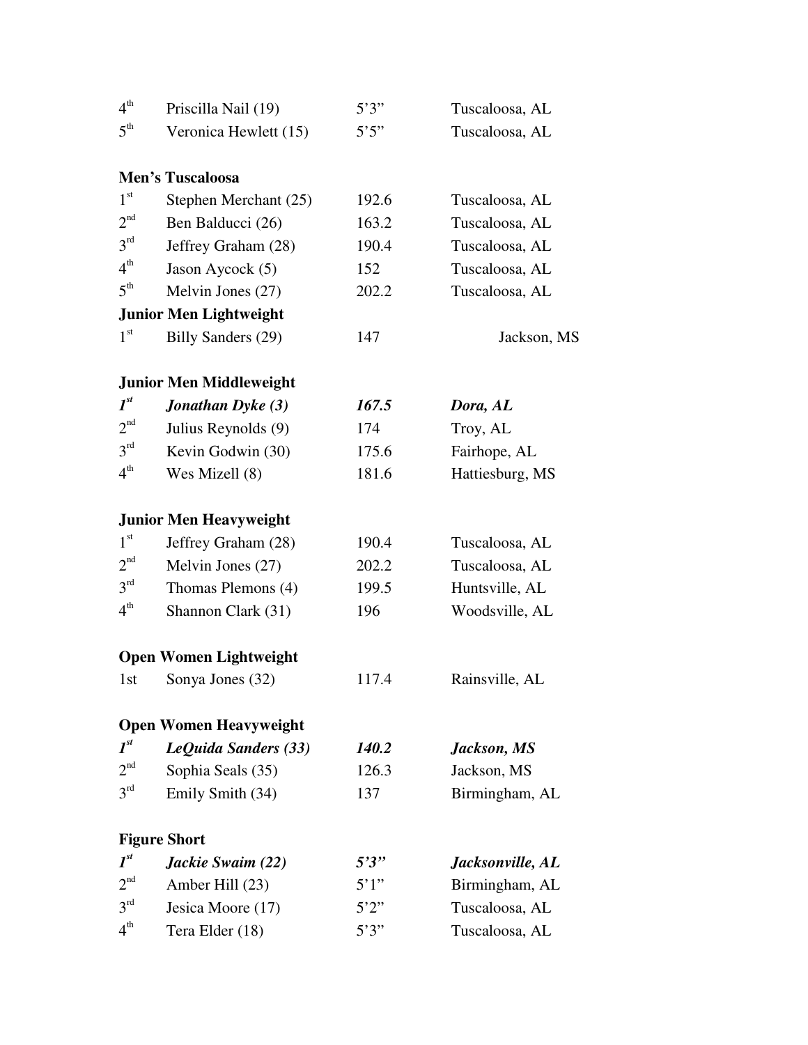| | | | |
|---|---|---|---|
| 4th | Priscilla Nail (19) | 5'3" | Tuscaloosa, AL |
| 5th | Veronica Hewlett (15) | 5'5" | Tuscaloosa, AL |

**Men's Tuscaloosa**

| | | | |
|---|---|---|---|
| 1st | Stephen Merchant (25) | 192.6 | Tuscaloosa, AL |
| 2nd | Ben Balducci (26) | 163.2 | Tuscaloosa, AL |
| 3rd | Jeffrey Graham (28) | 190.4 | Tuscaloosa, AL |
| 4th | Jason Aycock (5) | 152 | Tuscaloosa, AL |
| 5th | Melvin Jones (27) | 202.2 | Tuscaloosa, AL |

**Junior Men Lightweight**

| | | | |
|---|---|---|---|
| 1st | Billy Sanders (29) | 147 | Jackson, MS |

**Junior Men Middleweight**

| | | | |
|---|---|---|---|
| ***1st*** | ***Jonathan Dyke (3)*** | ***167.5*** | ***Dora, AL*** |
| 2nd | Julius Reynolds (9) | 174 | Troy, AL |
| 3rd | Kevin Godwin (30) | 175.6 | Fairhope, AL |
| 4th | Wes Mizell (8) | 181.6 | Hattiesburg, MS |

**Junior Men Heavyweight**

| | | | |
|---|---|---|---|
| 1st | Jeffrey Graham (28) | 190.4 | Tuscaloosa, AL |
| 2nd | Melvin Jones (27) | 202.2 | Tuscaloosa, AL |
| 3rd | Thomas Plemons (4) | 199.5 | Huntsville, AL |
| 4th | Shannon Clark (31) | 196 | Woodsville, AL |

**Open Women Lightweight**

| | | | |
|---|---|---|---|
| 1st | Sonya Jones (32) | 117.4 | Rainsville, AL |

**Open Women Heavyweight**

| | | | |
|---|---|---|---|
| ***1st*** | ***LeQuida Sanders (33)*** | ***140.2*** | ***Jackson, MS*** |
| 2nd | Sophia Seals (35) | 126.3 | Jackson, MS |
| 3rd | Emily Smith (34) | 137 | Birmingham, AL |

**Figure Short**

| | | | |
|---|---|---|---|
| ***1st*** | ***Jackie Swaim (22)*** | ***5'3"*** | ***Jacksonville, AL*** |
| 2nd | Amber Hill (23) | 5'1" | Birmingham, AL |
| 3rd | Jesica Moore (17) | 5'2" | Tuscaloosa, AL |
| 4th | Tera Elder (18) | 5'3" | Tuscaloosa, AL |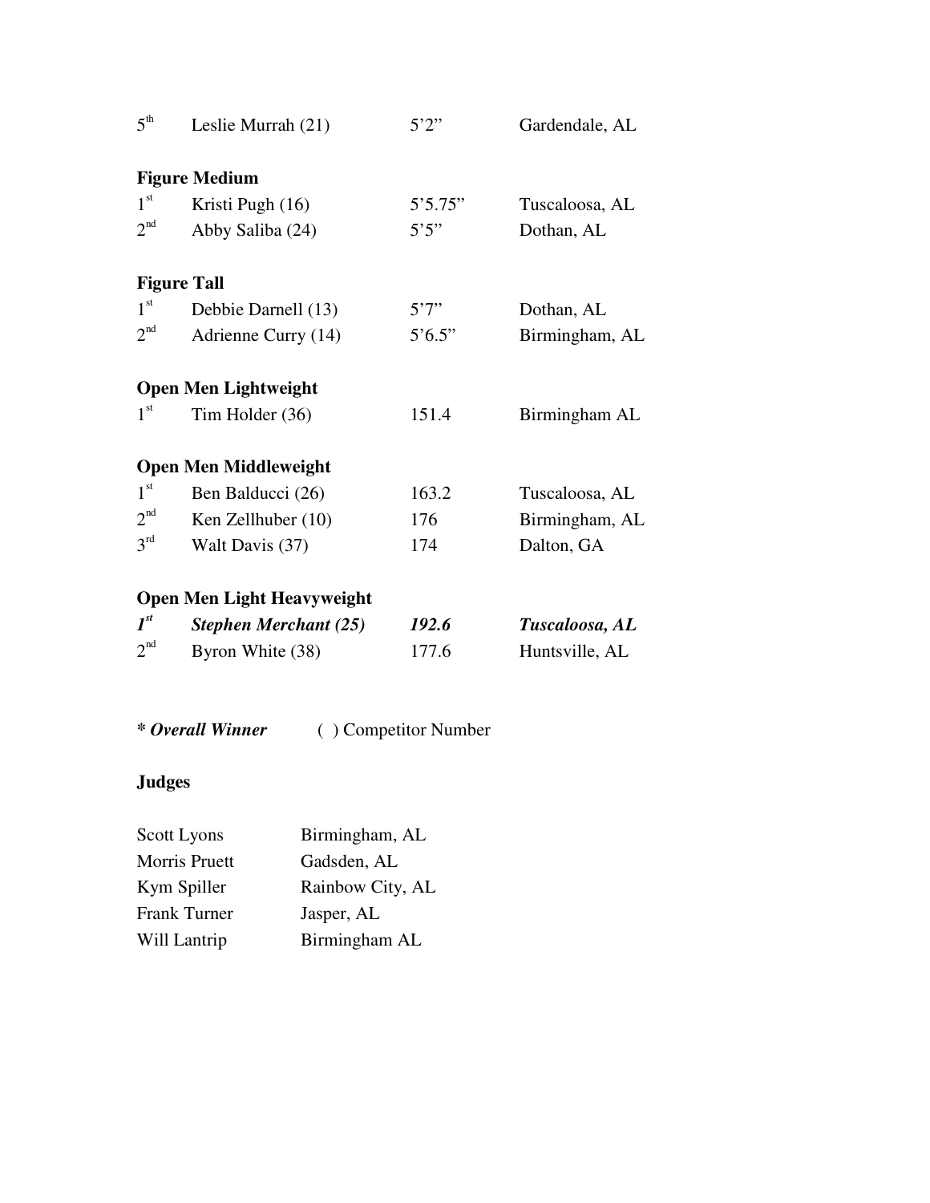| | | | |
|---|---|---|---|
| 5th | Leslie Murrah (21) | 5’2” | Gardendale, AL |

**Figure Medium**

| | | | |
|---|---|---|---|
| 1st | Kristi Pugh (16) | 5’5.75” | Tuscaloosa, AL |
| 2nd | Abby Saliba (24) | 5’5” | Dothan, AL |

**Figure Tall**

| | | | |
|---|---|---|---|
| 1st | Debbie Darnell (13) | 5’7” | Dothan, AL |
| 2nd | Adrienne Curry (14) | 5’6.5” | Birmingham, AL |

**Open Men Lightweight**

| | | | |
|---|---|---|---|
| 1st | Tim Holder (36) | 151.4 | Birmingham AL |

**Open Men Middleweight**

| | | | |
|---|---|---|---|
| 1st | Ben Balducci (26) | 163.2 | Tuscaloosa, AL |
| 2nd | Ken Zellhuber (10) | 176 | Birmingham, AL |
| 3rd | Walt Davis (37) | 174 | Dalton, GA |

**Open Men Light Heavyweight**

| | | | |
|---|---|---|---|
| ***1st*** | ***Stephen Merchant (25)*** | ***192.6*** | ***Tuscaloosa, AL*** |
| 2nd | Byron White (38) | 177.6 | Huntsville, AL |

***\* Overall Winner*** ( ) Competitor Number

**Judges**

| | |
|---|---|
| Scott Lyons | Birmingham, AL |
| Morris Pruett | Gadsden, AL |
| Kym Spiller | Rainbow City, AL |
| Frank Turner | Jasper, AL |
| Will Lantrip | Birmingham AL |